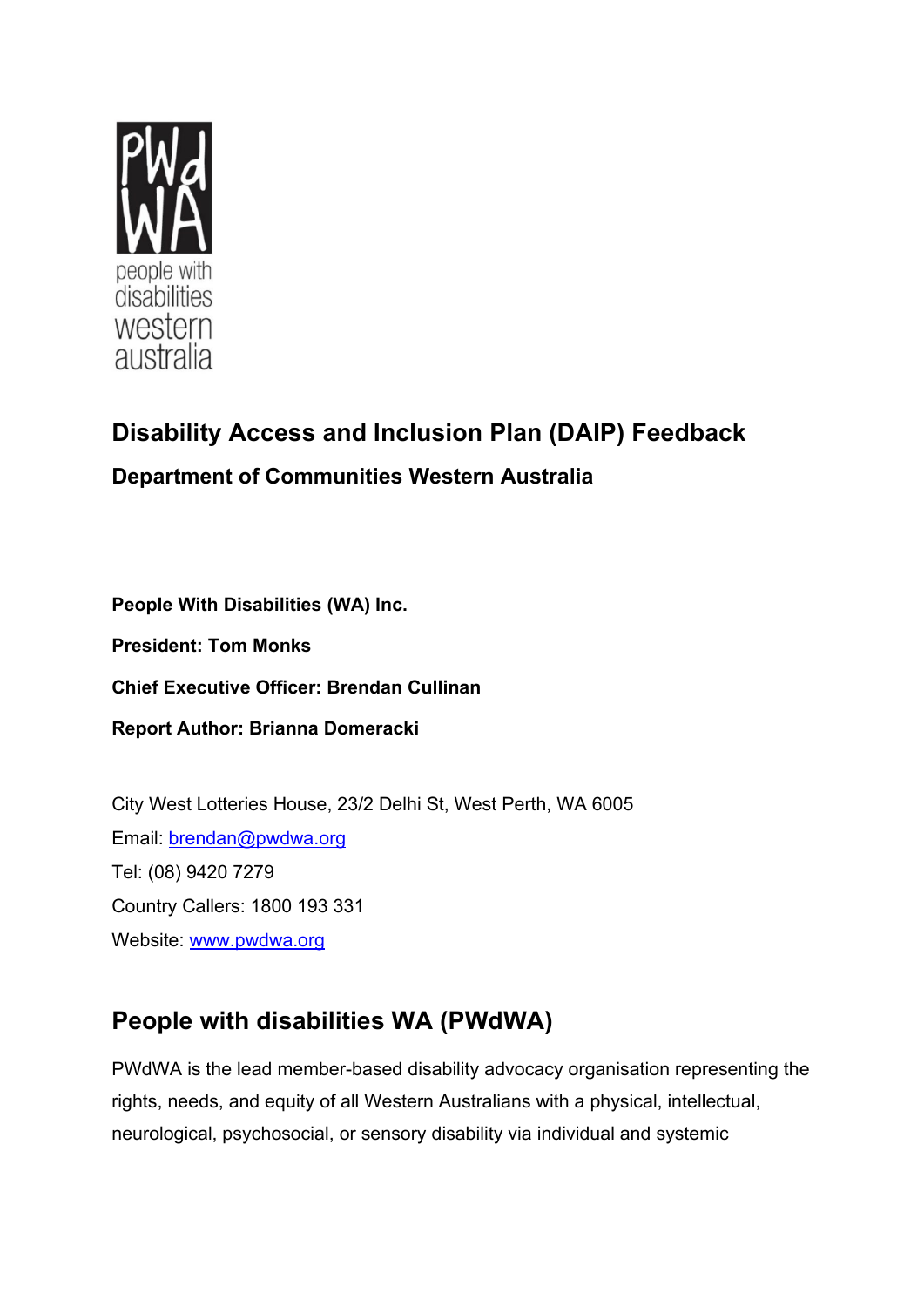# Disability Access and Inclusion Plan (DAIP) Feedback

## Department of Communities Western Australia

**People With Disabilities (WA) Inc.**

**President: Tom Monks**

**Chief Executive Officer: Brendan Cullinan**

**Report Author: Brianna Domeracki**

City West Lotteries House, 23/2 Delhi St, West Perth, WA 6005

Email: brendan@pwdwa.org

Tel: (08) 9420 7279

Country Callers: 1800 193 331

Website: www.pwdwa.org

## People with disabilities WA (PWdWA)

PWdWA is the lead member-based disability advocacy organisation representing the rights, needs, and equity of all Western Australians with a physical, intellectual, neurological, psychosocial, or sensory disability via individual and systemic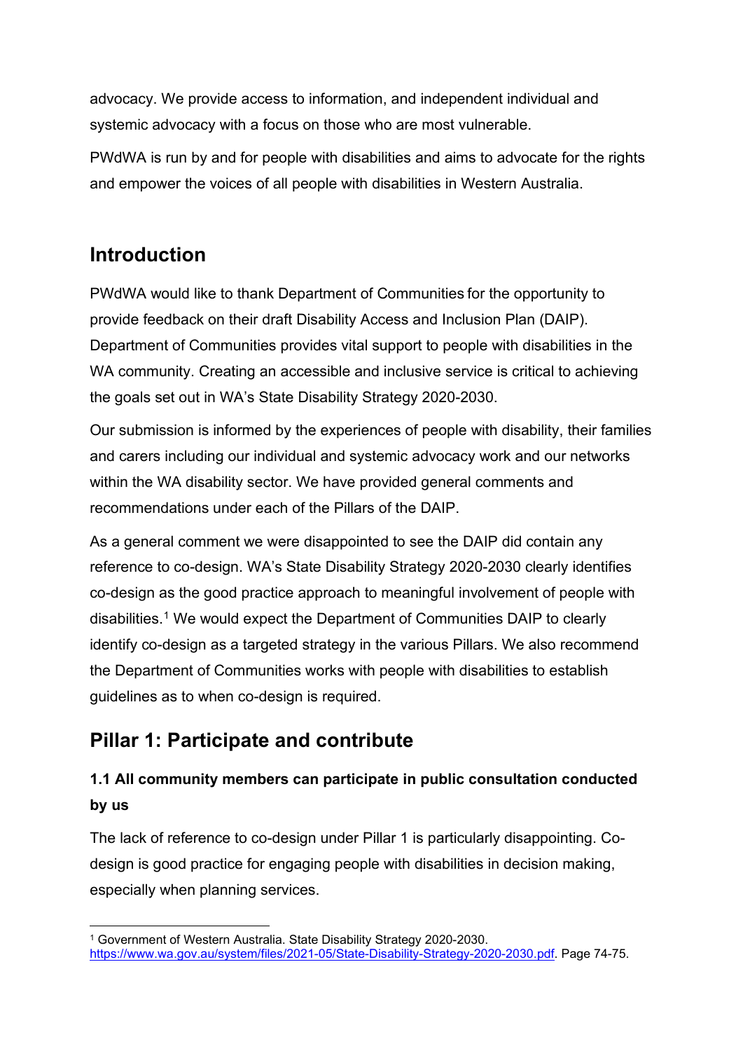advocacy. We provide access to information, and independent individual and systemic advocacy with a focus on those who are most vulnerable.

PWdWA is run by and for people with disabilities and aims to advocate for the rights and empower the voices of all people with disabilities in Western Australia.

## Introduction

PWdWA would like to thank Department of Communities for the opportunity to provide feedback on their draft Disability Access and Inclusion Plan (DAIP). Department of Communities provides vital support to people with disabilities in the WA community. Creating an accessible and inclusive service is critical to achieving the goals set out in WA's State Disability Strategy 2020-2030.

Our submission is informed by the experiences of people with disability, their families and carers including our individual and systemic advocacy work and our networks within the WA disability sector. We have provided general comments and recommendations under each of the Pillars of the DAIP.

As a general comment we were disappointed to see the DAIP did contain any reference to co-design. WA's State Disability Strategy 2020-2030 clearly identifies co-design as the good practice approach to meaningful involvement of people with disabilities.[1] We would expect the Department of Communities DAIP to clearly identify co-design as a targeted strategy in the various Pillars. We also recommend the Department of Communities works with people with disabilities to establish guidelines as to when co-design is required.

## Pillar 1: Participate and contribute

### 1.1 All community members can participate in public consultation conducted by us

The lack of reference to co-design under Pillar 1 is particularly disappointing. Co-design is good practice for engaging people with disabilities in decision making, especially when planning services.

---

[1] Government of Western Australia. State Disability Strategy 2020-2030. https://www.wa.gov.au/system/files/2021-05/State-Disability-Strategy-2020-2030.pdf. Page 74-75.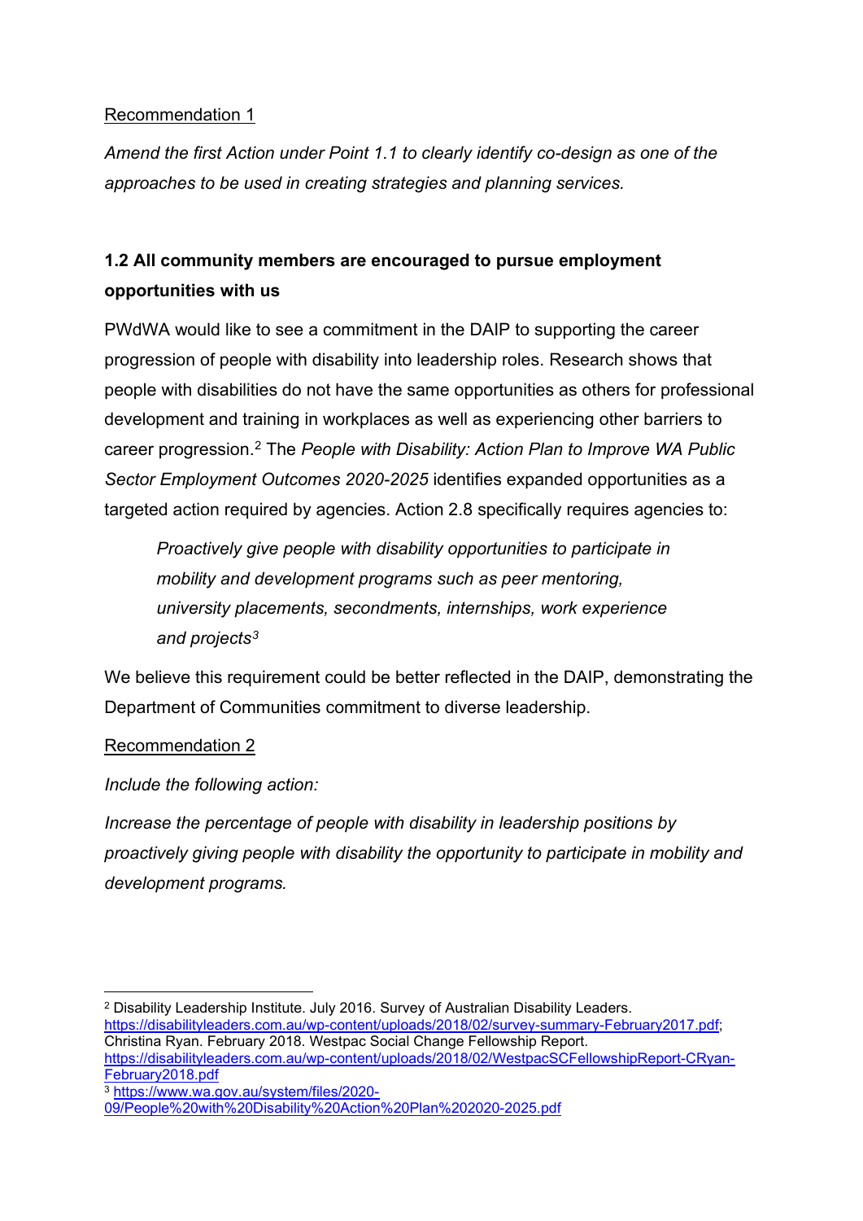Recommendation 1

*Amend the first Action under Point 1.1 to clearly identify co-design as one of the approaches to be used in creating strategies and planning services.*

### 1.2 All community members are encouraged to pursue employment opportunities with us

PWdWA would like to see a commitment in the DAIP to supporting the career progression of people with disability into leadership roles. Research shows that people with disabilities do not have the same opportunities as others for professional development and training in workplaces as well as experiencing other barriers to career progression.[2] The *People with Disability: Action Plan to Improve WA Public Sector Employment Outcomes 2020-2025* identifies expanded opportunities as a targeted action required by agencies. Action 2.8 specifically requires agencies to:

> *Proactively give people with disability opportunities to participate in mobility and development programs such as peer mentoring, university placements, secondments, internships, work experience and projects*[3]

We believe this requirement could be better reflected in the DAIP, demonstrating the Department of Communities commitment to diverse leadership.

Recommendation 2

*Include the following action:*

*Increase the percentage of people with disability in leadership positions by proactively giving people with disability the opportunity to participate in mobility and development programs.*

---

[2] Disability Leadership Institute. July 2016. Survey of Australian Disability Leaders. https://disabilityleaders.com.au/wp-content/uploads/2018/02/survey-summary-February2017.pdf; Christina Ryan. February 2018. Westpac Social Change Fellowship Report. https://disabilityleaders.com.au/wp-content/uploads/2018/02/WestpacSCFellowshipReport-CRyan-February2018.pdf

[3] https://www.wa.gov.au/system/files/2020-09/People%20with%20Disability%20Action%20Plan%202020-2025.pdf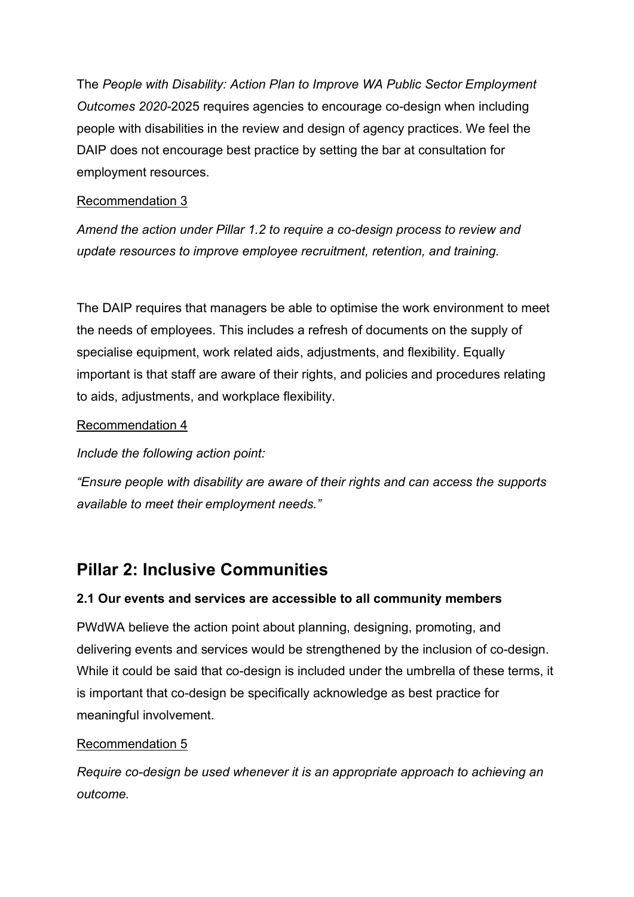The *People with Disability: Action Plan to Improve WA Public Sector Employment Outcomes 2020*-2025 requires agencies to encourage co-design when including people with disabilities in the review and design of agency practices. We feel the DAIP does not encourage best practice by setting the bar at consultation for employment resources.

<u>Recommendation 3</u>

*Amend the action under Pillar 1.2 to require a co-design process to review and update resources to improve employee recruitment, retention, and training.*

The DAIP requires that managers be able to optimise the work environment to meet the needs of employees. This includes a refresh of documents on the supply of specialise equipment, work related aids, adjustments, and flexibility. Equally important is that staff are aware of their rights, and policies and procedures relating to aids, adjustments, and workplace flexibility.

<u>Recommendation 4</u>

*Include the following action point:*

*"Ensure people with disability are aware of their rights and can access the supports available to meet their employment needs."*

## Pillar 2: Inclusive Communities

### 2.1 Our events and services are accessible to all community members

PWdWA believe the action point about planning, designing, promoting, and delivering events and services would be strengthened by the inclusion of co-design. While it could be said that co-design is included under the umbrella of these terms, it is important that co-design be specifically acknowledge as best practice for meaningful involvement.

<u>Recommendation 5</u>

*Require co-design be used whenever it is an appropriate approach to achieving an outcome.*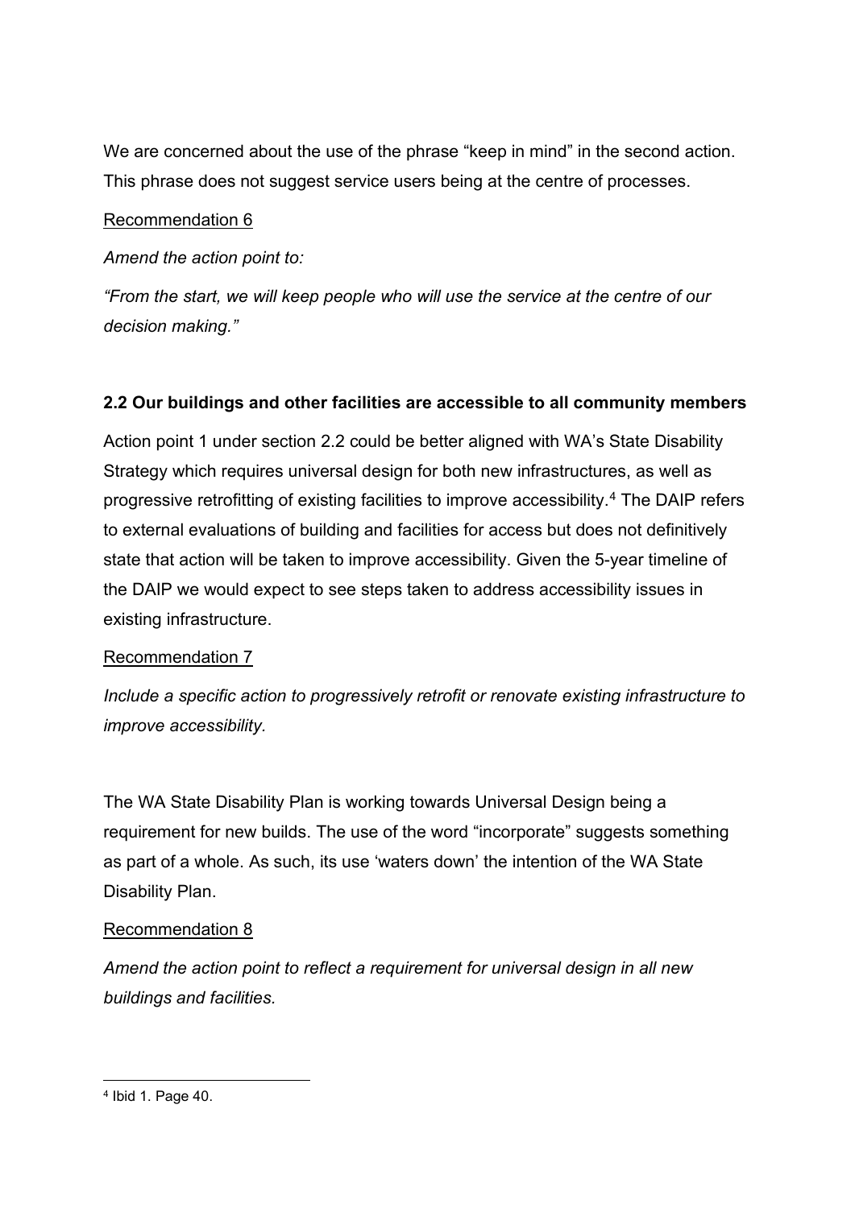We are concerned about the use of the phrase "keep in mind" in the second action. This phrase does not suggest service users being at the centre of processes.

Recommendation 6

*Amend the action point to:*

*"From the start, we will keep people who will use the service at the centre of our decision making."*

**2.2 Our buildings and other facilities are accessible to all community members**

Action point 1 under section 2.2 could be better aligned with WA's State Disability Strategy which requires universal design for both new infrastructures, as well as progressive retrofitting of existing facilities to improve accessibility.[4] The DAIP refers to external evaluations of building and facilities for access but does not definitively state that action will be taken to improve accessibility. Given the 5-year timeline of the DAIP we would expect to see steps taken to address accessibility issues in existing infrastructure.

Recommendation 7

*Include a specific action to progressively retrofit or renovate existing infrastructure to improve accessibility.*

The WA State Disability Plan is working towards Universal Design being a requirement for new builds. The use of the word "incorporate" suggests something as part of a whole. As such, its use 'waters down' the intention of the WA State Disability Plan.

Recommendation 8

*Amend the action point to reflect a requirement for universal design in all new buildings and facilities.*

[4] Ibid 1. Page 40.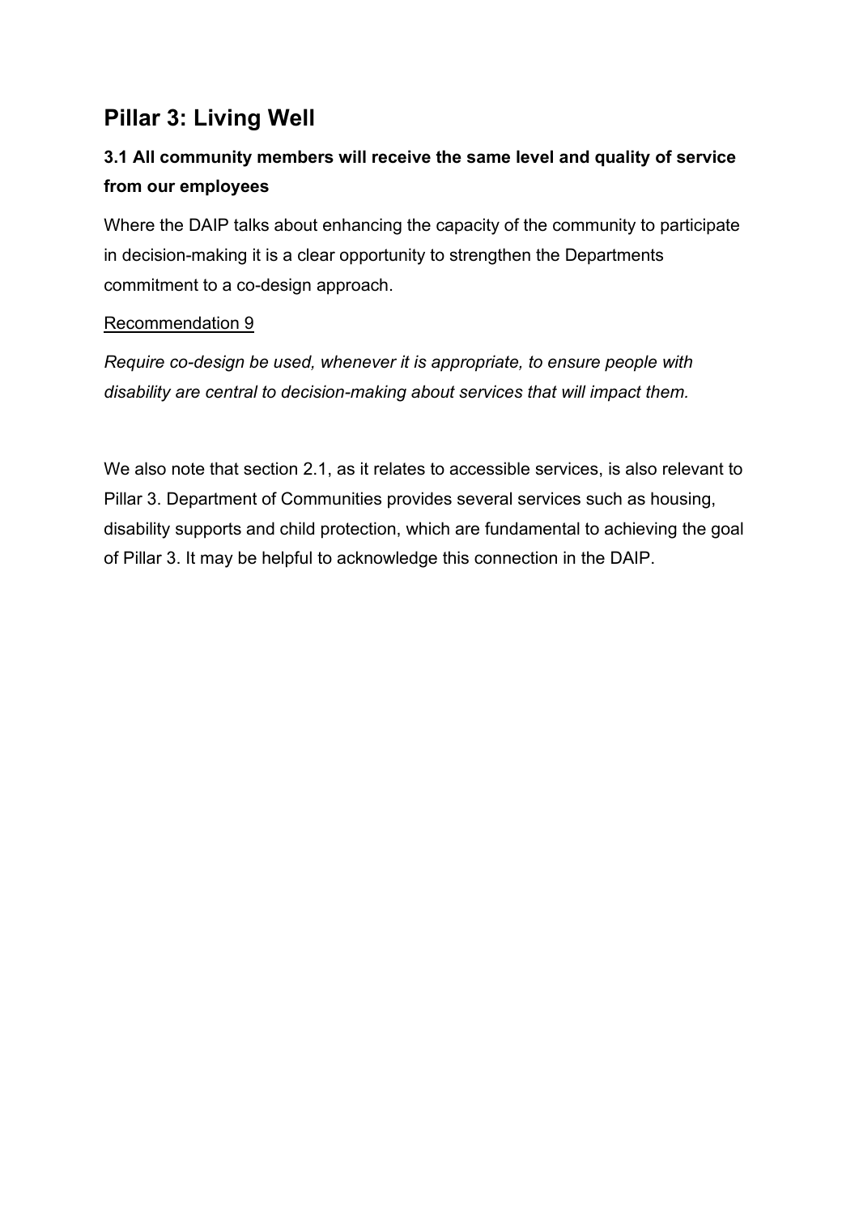## Pillar 3: Living Well

### 3.1 All community members will receive the same level and quality of service from our employees

Where the DAIP talks about enhancing the capacity of the community to participate in decision-making it is a clear opportunity to strengthen the Departments commitment to a co-design approach.

Recommendation 9

*Require co-design be used, whenever it is appropriate, to ensure people with disability are central to decision-making about services that will impact them.*

We also note that section 2.1, as it relates to accessible services, is also relevant to Pillar 3. Department of Communities provides several services such as housing, disability supports and child protection, which are fundamental to achieving the goal of Pillar 3. It may be helpful to acknowledge this connection in the DAIP.